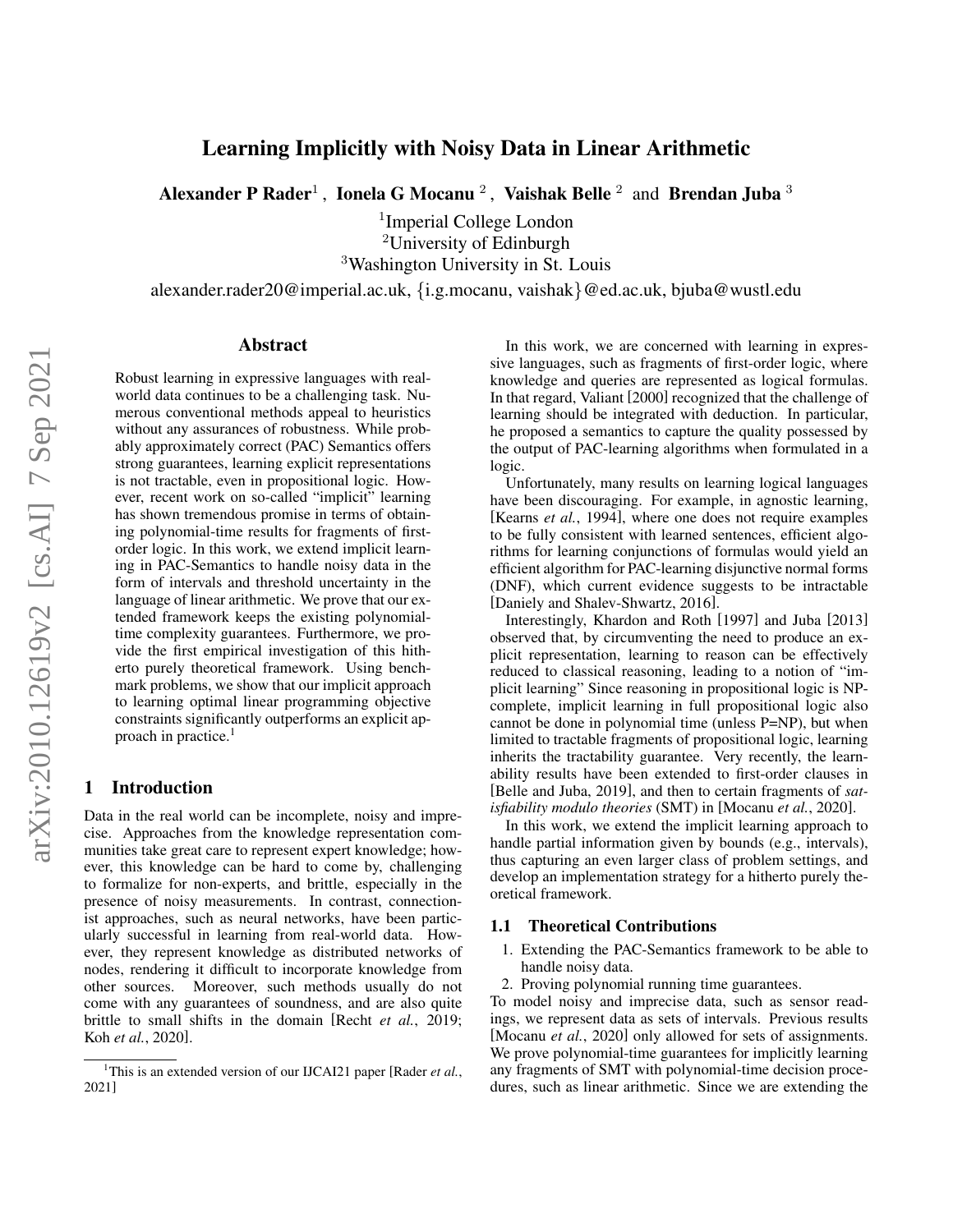# Learning Implicitly with Noisy Data in Linear Arithmetic

**Alexander P Rader**[1] , **Ionela G Mocanu** [2] , **Vaishak Belle** [2] and **Brendan Juba** [3]

[1]Imperial College London
[2]University of Edinburgh
[3]Washington University in St. Louis

alexander.rader20@imperial.ac.uk, {i.g.mocanu, vaishak}@ed.ac.uk, bjuba@wustl.edu

## Abstract

Robust learning in expressive languages with real-world data continues to be a challenging task. Numerous conventional methods appeal to heuristics without any assurances of robustness. While probably approximately correct (PAC) Semantics offers strong guarantees, learning explicit representations is not tractable, even in propositional logic. However, recent work on so-called "implicit" learning has shown tremendous promise in terms of obtaining polynomial-time results for fragments of first-order logic. In this work, we extend implicit learning in PAC-Semantics to handle noisy data in the form of intervals and threshold uncertainty in the language of linear arithmetic. We prove that our extended framework keeps the existing polynomial-time complexity guarantees. Furthermore, we provide the first empirical investigation of this hitherto purely theoretical framework. Using benchmark problems, we show that our implicit approach to learning optimal linear programming objective constraints significantly outperforms an explicit approach in practice.[1]

## 1 Introduction

Data in the real world can be incomplete, noisy and imprecise. Approaches from the knowledge representation communities take great care to represent expert knowledge; however, this knowledge can be hard to come by, challenging to formalize for non-experts, and brittle, especially in the presence of noisy measurements. In contrast, connectionist approaches, such as neural networks, have been particularly successful in learning from real-world data. However, they represent knowledge as distributed networks of nodes, rendering it difficult to incorporate knowledge from other sources. Moreover, such methods usually do not come with any guarantees of soundness, and are also quite brittle to small shifts in the domain [Recht *et al.*, 2019; Koh *et al.*, 2020].

In this work, we are concerned with learning in expressive languages, such as fragments of first-order logic, where knowledge and queries are represented as logical formulas. In that regard, Valiant [2000] recognized that the challenge of learning should be integrated with deduction. In particular, he proposed a semantics to capture the quality possessed by the output of PAC-learning algorithms when formulated in a logic.

Unfortunately, many results on learning logical languages have been discouraging. For example, in agnostic learning, [Kearns *et al.*, 1994], where one does not require examples to be fully consistent with learned sentences, efficient algorithms for learning conjunctions of formulas would yield an efficient algorithm for PAC-learning disjunctive normal forms (DNF), which current evidence suggests to be intractable [Daniely and Shalev-Shwartz, 2016].

Interestingly, Khardon and Roth [1997] and Juba [2013] observed that, by circumventing the need to produce an explicit representation, learning to reason can be effectively reduced to classical reasoning, leading to a notion of "implicit learning" Since reasoning in propositional logic is NP-complete, implicit learning in full propositional logic also cannot be done in polynomial time (unless P=NP), but when limited to tractable fragments of propositional logic, learning inherits the tractability guarantee. Very recently, the learnability results have been extended to first-order clauses in [Belle and Juba, 2019], and then to certain fragments of *satisfiability modulo theories* (SMT) in [Mocanu *et al.*, 2020].

In this work, we extend the implicit learning approach to handle partial information given by bounds (e.g., intervals), thus capturing an even larger class of problem settings, and develop an implementation strategy for a hitherto purely theoretical framework.

### 1.1 Theoretical Contributions

1. Extending the PAC-Semantics framework to be able to handle noisy data.
2. Proving polynomial running time guarantees.

To model noisy and imprecise data, such as sensor readings, we represent data as sets of intervals. Previous results [Mocanu *et al.*, 2020] only allowed for sets of assignments. We prove polynomial-time guarantees for implicitly learning any fragments of SMT with polynomial-time decision procedures, such as linear arithmetic. Since we are extending the

[1]This is an extended version of our IJCAI21 paper [Rader *et al.*, 2021]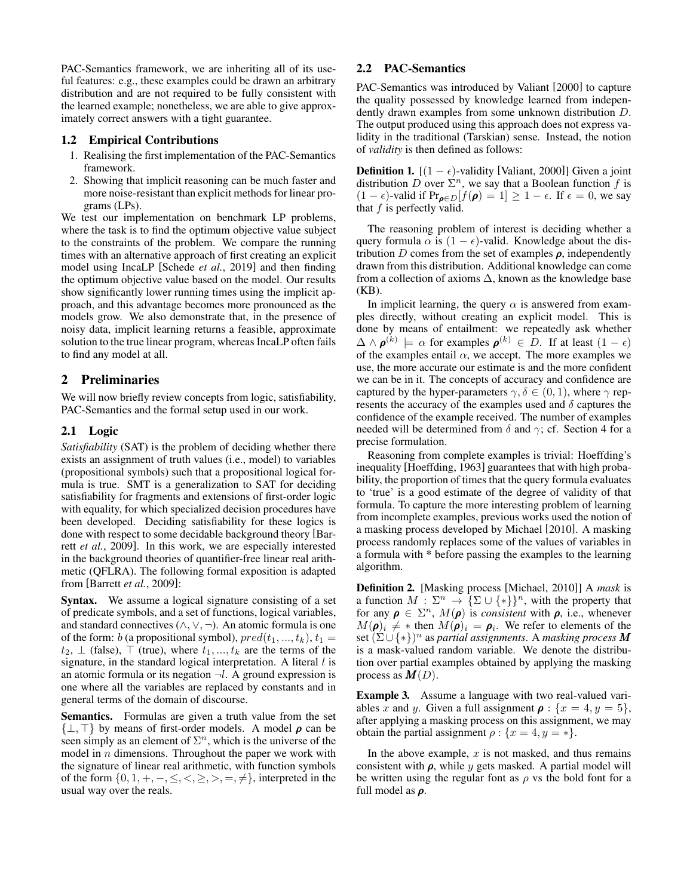PAC-Semantics framework, we are inheriting all of its useful features: e.g., these examples could be drawn an arbitrary distribution and are not required to be fully consistent with the learned example; nonetheless, we are able to give approximately correct answers with a tight guarantee.

### 1.2 Empirical Contributions

1. Realising the first implementation of the PAC-Semantics framework.
2. Showing that implicit reasoning can be much faster and more noise-resistant than explicit methods for linear programs (LPs).

We test our implementation on benchmark LP problems, where the task is to find the optimum objective value subject to the constraints of the problem. We compare the running times with an alternative approach of first creating an explicit model using IncaLP [Schede *et al.*, 2019] and then finding the optimum objective value based on the model. Our results show significantly lower running times using the implicit approach, and this advantage becomes more pronounced as the models grow. We also demonstrate that, in the presence of noisy data, implicit learning returns a feasible, approximate solution to the true linear program, whereas IncaLP often fails to find any model at all.

## 2 Preliminaries

We will now briefly review concepts from logic, satisfiability, PAC-Semantics and the formal setup used in our work.

### 2.1 Logic

*Satisfiability* (SAT) is the problem of deciding whether there exists an assignment of truth values (i.e., model) to variables (propositional symbols) such that a propositional logical formula is true. SMT is a generalization to SAT for deciding satisfiability for fragments and extensions of first-order logic with equality, for which specialized decision procedures have been developed. Deciding satisfiability for these logics is done with respect to some decidable background theory [Barrett *et al.*, 2009]. In this work, we are especially interested in the background theories of quantifier-free linear real arithmetic (QFLRA). The following formal exposition is adapted from [Barrett *et al.*, 2009]:

**Syntax.** We assume a logical signature consisting of a set of predicate symbols, and a set of functions, logical variables, and standard connectives ($\wedge, \vee, \neg$). An atomic formula is one of the form: $b$ (a propositional symbol), $pred(t_1, ..., t_k)$, $t_1 = t_2$, $\bot$ (false), $\top$ (true), where $t_1, ..., t_k$ are the terms of the signature, in the standard logical interpretation. A literal $l$ is an atomic formula or its negation $\neg l$. A ground expression is one where all the variables are replaced by constants and in general terms of the domain of discourse.

**Semantics.** Formulas are given a truth value from the set $\{\bot, \top\}$ by means of first-order models. A model $\boldsymbol{\rho}$ can be seen simply as an element of $\Sigma^n$, which is the universe of the model in $n$ dimensions. Throughout the paper we work with the signature of linear real arithmetic, with function symbols of the form $\{0, 1, +, -, \leq, <, \geq, >, =, \neq\}$, interpreted in the usual way over the reals.

### 2.2 PAC-Semantics

PAC-Semantics was introduced by Valiant [2000] to capture the quality possessed by knowledge learned from independently drawn examples from some unknown distribution $D$. The output produced using this approach does not express validity in the traditional (Tarskian) sense. Instead, the notion of *validity* is then defined as follows:

**Definition 1.** [$(1-\epsilon)$-validity [Valiant, 2000]] Given a joint distribution $D$ over $\Sigma^n$, we say that a Boolean function $f$ is $(1-\epsilon)$-valid if $\Pr_{\boldsymbol{\rho} \in D}[f(\boldsymbol{\rho}) = 1] \geq 1 - \epsilon$. If $\epsilon = 0$, we say that $f$ is perfectly valid.

The reasoning problem of interest is deciding whether a query formula $\alpha$ is $(1-\epsilon)$-valid. Knowledge about the distribution $D$ comes from the set of examples $\boldsymbol{\rho}$, independently drawn from this distribution. Additional knowledge can come from a collection of axioms $\Delta$, known as the knowledge base (KB).

In implicit learning, the query $\alpha$ is answered from examples directly, without creating an explicit model. This is done by means of entailment: we repeatedly ask whether $\Delta \wedge \boldsymbol{\rho}^{(k)} \models \alpha$ for examples $\boldsymbol{\rho}^{(k)} \in D$. If at least $(1-\epsilon)$ of the examples entail $\alpha$, we accept. The more examples we use, the more accurate our estimate is and the more confident we can be in it. The concepts of accuracy and confidence are captured by the hyper-parameters $\gamma, \delta \in (0, 1)$, where $\gamma$ represents the accuracy of the examples used and $\delta$ captures the confidence of the example received. The number of examples needed will be determined from $\delta$ and $\gamma$; cf. Section 4 for a precise formulation.

Reasoning from complete examples is trivial: Hoeffding's inequality [Hoeffding, 1963] guarantees that with high probability, the proportion of times that the query formula evaluates to 'true' is a good estimate of the degree of validity of that formula. To capture the more interesting problem of learning from incomplete examples, previous works used the notion of a masking process developed by Michael [2010]. A masking process randomly replaces some of the values of variables in a formula with * before passing the examples to the learning algorithm.

**Definition 2.** [Masking process [Michael, 2010]] A *mask* is a function $M : \Sigma^n \rightarrow \{\Sigma \cup \{*\}\}^n$, with the property that for any $\boldsymbol{\rho} \in \Sigma^n$, $M(\boldsymbol{\rho})$ is *consistent* with $\boldsymbol{\rho}$, i.e., whenever $M(\boldsymbol{\rho})_i \neq *$ then $M(\boldsymbol{\rho})_i = \boldsymbol{\rho}_i$. We refer to elements of the set $(\Sigma \cup \{*\})^n$ as *partial assignments*. A *masking process* $\boldsymbol{M}$ is a mask-valued random variable. We denote the distribution over partial examples obtained by applying the masking process as $\boldsymbol{M}(D)$.

**Example 3.** Assume a language with two real-valued variables $x$ and $y$. Given a full assignment $\boldsymbol{\rho} : \{x = 4, y = 5\}$, after applying a masking process on this assignment, we may obtain the partial assignment $\rho : \{x = 4, y = *\}$.

In the above example, $x$ is not masked, and thus remains consistent with $\boldsymbol{\rho}$, while $y$ gets masked. A partial model will be written using the regular font as $\rho$ vs the bold font for a full model as $\boldsymbol{\rho}$.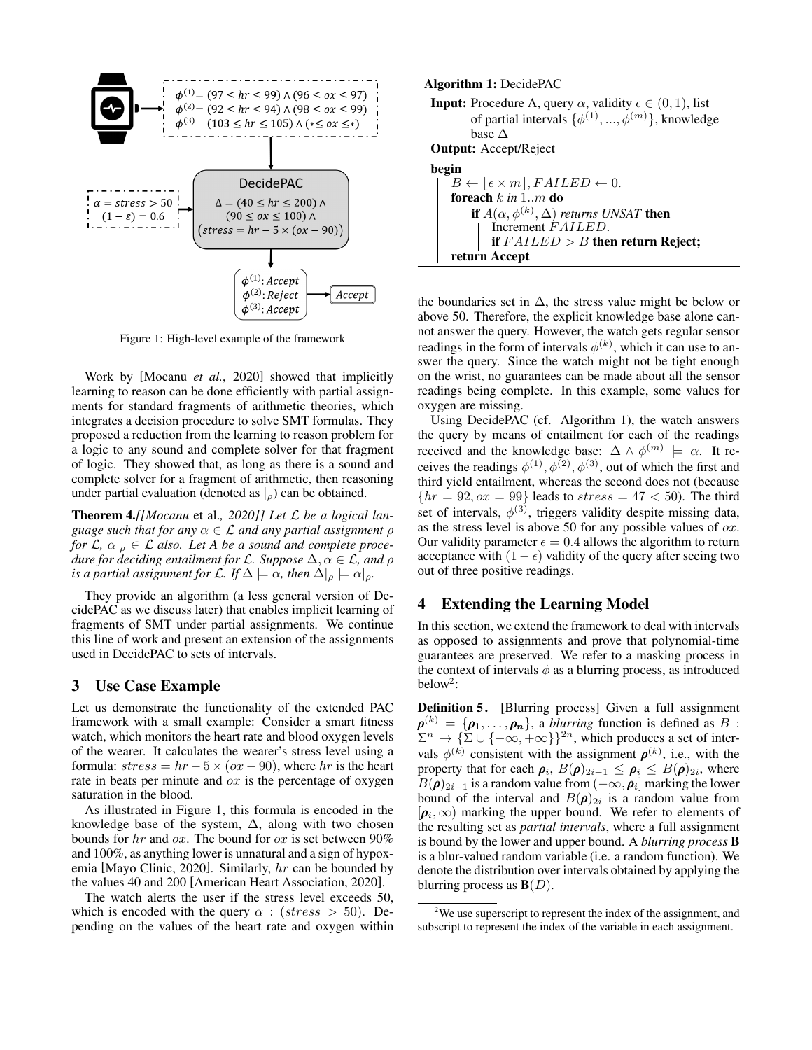Figure 1: High-level example of the framework

Work by [Mocanu *et al.*, 2020] showed that implicitly learning to reason can be done efficiently with partial assignments for standard fragments of arithmetic theories, which integrates a decision procedure to solve SMT formulas. They proposed a reduction from the learning to reason problem for a logic to any sound and complete solver for that fragment of logic. They showed that, as long as there is a sound and complete solver for a fragment of arithmetic, then reasoning under partial evaluation (denoted as $|_\rho$) can be obtained.

**Theorem 4.** *[[Mocanu* et al.*, 2020]] Let $\mathcal{L}$ be a logical language such that for any $\alpha \in \mathcal{L}$ and any partial assignment $\rho$ for $\mathcal{L}$, $\alpha|_\rho \in \mathcal{L}$ also. Let $A$ be a sound and complete procedure for deciding entailment for $\mathcal{L}$. Suppose $\Delta, \alpha \in \mathcal{L}$, and $\rho$ is a partial assignment for $\mathcal{L}$. If $\Delta \models \alpha$, then $\Delta|_\rho \models \alpha|_\rho$.*

They provide an algorithm (a less general version of DecidePAC as we discuss later) that enables implicit learning of fragments of SMT under partial assignments. We continue this line of work and present an extension of the assignments used in DecidePAC to sets of intervals.

## 3 Use Case Example

Let us demonstrate the functionality of the extended PAC framework with a small example: Consider a smart fitness watch, which monitors the heart rate and blood oxygen levels of the wearer. It calculates the wearer's stress level using a formula: $stress = hr - 5 \times (ox - 90)$, where $hr$ is the heart rate in beats per minute and $ox$ is the percentage of oxygen saturation in the blood.

As illustrated in Figure 1, this formula is encoded in the knowledge base of the system, $\Delta$, along with two chosen bounds for $hr$ and $ox$. The bound for $ox$ is set between 90% and 100%, as anything lower is unnatural and a sign of hypoxemia [Mayo Clinic, 2020]. Similarly, $hr$ can be bounded by the values 40 and 200 [American Heart Association, 2020].

The watch alerts the user if the stress level exceeds 50, which is encoded with the query $\alpha : (stress > 50)$. Depending on the values of the heart rate and oxygen within the boundaries set in $\Delta$, the stress value might be below or above 50. Therefore, the explicit knowledge base alone cannot answer the query. However, the watch gets regular sensor readings in the form of intervals $\phi^{(k)}$, which it can use to answer the query. Since the watch might not be tight enough on the wrist, no guarantees can be made about all the sensor readings being complete. In this example, some values for oxygen are missing.

**Algorithm 1:** DecidePAC

**Input:** Procedure A, query $\alpha$, validity $\epsilon \in (0, 1)$, list of partial intervals $\{\phi^{(1)}, ..., \phi^{(m)}\}$, knowledge base $\Delta$
**Output:** Accept/Reject

```
begin
    B ← ⌊ε × m⌋, FAILED ← 0.
    foreach k in 1..m do
        if A(α, φ^(k), Δ) returns UNSAT then
            Increment FAILED.
            if FAILED > B then return Reject;
    return Accept
```

Using DecidePAC (cf. Algorithm 1), the watch answers the query by means of entailment for each of the readings received and the knowledge base: $\Delta \wedge \phi^{(m)} \models \alpha$. It receives the readings $\phi^{(1)}, \phi^{(2)}, \phi^{(3)}$, out of which the first and third yield entailment, whereas the second does not (because $\{hr = 92, ox = 99\}$ leads to $stress = 47 < 50$). The third set of intervals, $\phi^{(3)}$, triggers validity despite missing data, as the stress level is above 50 for any possible values of $ox$. Our validity parameter $\epsilon = 0.4$ allows the algorithm to return acceptance with $(1 - \epsilon)$ validity of the query after seeing two out of three positive readings.

## 4 Extending the Learning Model

In this section, we extend the framework to deal with intervals as opposed to assignments and prove that polynomial-time guarantees are preserved. We refer to a masking process in the context of intervals $\phi$ as a blurring process, as introduced below[2]:

**Definition 5.** [Blurring process] Given a full assignment $\boldsymbol{\rho}^{(k)} = \{\boldsymbol{\rho_1}, \ldots, \boldsymbol{\rho_n}\}$, a *blurring* function is defined as $B : \Sigma^n \rightarrow \{\Sigma \cup \{-\infty, +\infty\}\}^{2n}$, which produces a set of intervals $\phi^{(k)}$ consistent with the assignment $\boldsymbol{\rho}^{(k)}$, i.e., with the property that for each $\boldsymbol{\rho}_i$, $B(\boldsymbol{\rho})_{2i-1} \leq \boldsymbol{\rho}_i \leq B(\boldsymbol{\rho})_{2i}$, where $B(\boldsymbol{\rho})_{2i-1}$ is a random value from $(-\infty, \boldsymbol{\rho}_i]$ marking the lower bound of the interval and $B(\boldsymbol{\rho})_{2i}$ is a random value from $[\boldsymbol{\rho}_i, \infty)$ marking the upper bound. We refer to elements of the resulting set as *partial intervals*, where a full assignment is bound by the lower and upper bound. A *blurring process* $\mathbf{B}$ is a blur-valued random variable (i.e. a random function). We denote the distribution over intervals obtained by applying the blurring process as $\mathbf{B}(D)$.

[2] We use superscript to represent the index of the assignment, and subscript to represent the index of the variable in each assignment.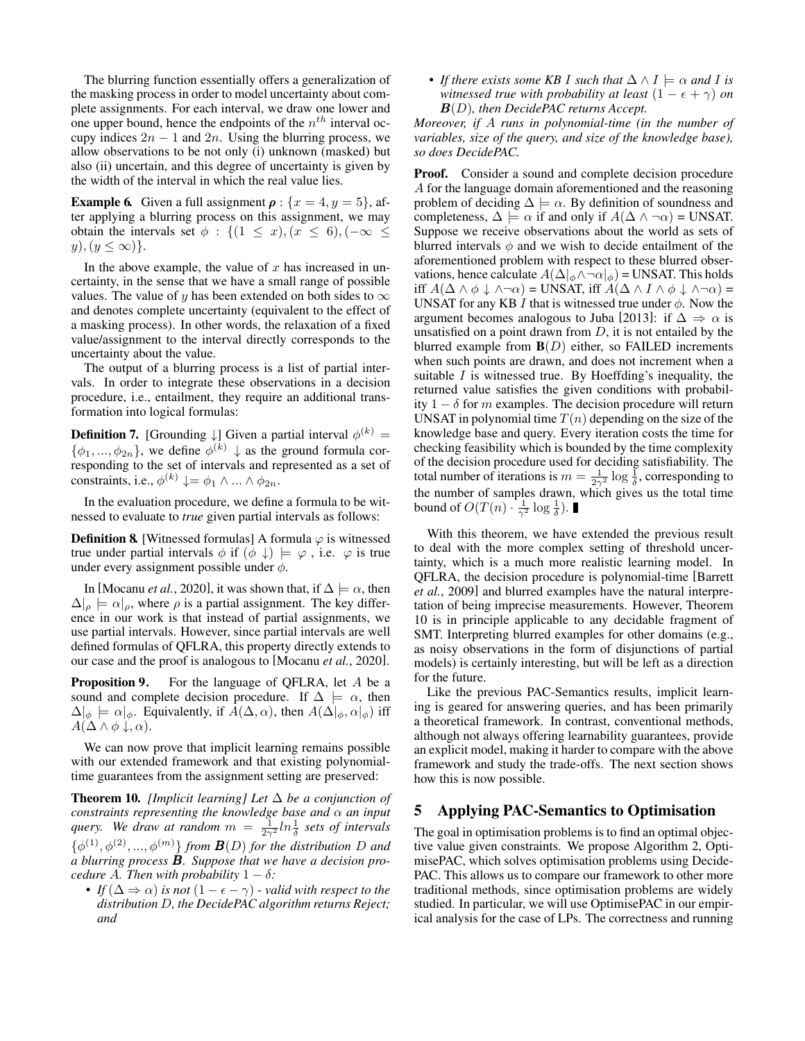The blurring function essentially offers a generalization of the masking process in order to model uncertainty about complete assignments. For each interval, we draw one lower and one upper bound, hence the endpoints of the $n^{th}$ interval occupy indices $2n-1$ and $2n$. Using the blurring process, we allow observations to be not only (i) unknown (masked) but also (ii) uncertain, and this degree of uncertainty is given by the width of the interval in which the real value lies.

**Example 6.** Given a full assignment $\boldsymbol{\rho} : \{x = 4, y = 5\}$, after applying a blurring process on this assignment, we may obtain the intervals set $\phi : \{(1 \leq x), (x \leq 6), (-\infty \leq y), (y \leq \infty)\}$.

In the above example, the value of $x$ has increased in uncertainty, in the sense that we have a small range of possible values. The value of $y$ has been extended on both sides to $\infty$ and denotes complete uncertainty (equivalent to the effect of a masking process). In other words, the relaxation of a fixed value/assignment to the interval directly corresponds to the uncertainty about the value.

The output of a blurring process is a list of partial intervals. In order to integrate these observations in a decision procedure, i.e., entailment, they require an additional transformation into logical formulas:

**Definition 7.** [Grounding $\downarrow$] Given a partial interval $\phi^{(k)} = \{\phi_1, ..., \phi_{2n}\}$, we define $\phi^{(k)} \downarrow$ as the ground formula corresponding to the set of intervals and represented as a set of constraints, i.e., $\phi^{(k)} \downarrow = \phi_1 \wedge ... \wedge \phi_{2n}$.

In the evaluation procedure, we define a formula to be witnessed to evaluate to *true* given partial intervals as follows:

**Definition 8.** [Witnessed formulas] A formula $\varphi$ is witnessed true under partial intervals $\phi$ if $(\phi \downarrow) \models \varphi$ , i.e. $\varphi$ is true under every assignment possible under $\phi$.

In [Mocanu *et al.*, 2020], it was shown that, if $\Delta \models \alpha$, then $\Delta|_\rho \models \alpha|_\rho$, where $\rho$ is a partial assignment. The key difference in our work is that instead of partial assignments, we use partial intervals. However, since partial intervals are well defined formulas of QFLRA, this property directly extends to our case and the proof is analogous to [Mocanu *et al.*, 2020].

**Proposition 9.** For the language of QFLRA, let $A$ be a sound and complete decision procedure. If $\Delta \models \alpha$, then $\Delta|_\phi \models \alpha|_\phi$. Equivalently, if $A(\Delta, \alpha)$, then $A(\Delta|_\phi, \alpha|_\phi)$ iff $A(\Delta \wedge \phi \downarrow, \alpha)$.

We can now prove that implicit learning remains possible with our extended framework and that existing polynomial-time guarantees from the assignment setting are preserved:

**Theorem 10.** *[Implicit learning] Let $\Delta$ be a conjunction of constraints representing the knowledge base and $\alpha$ an input query. We draw at random $m = \frac{1}{2\gamma^2} ln \frac{1}{\delta}$ sets of intervals $\{\phi^{(1)}, \phi^{(2)}, ..., \phi^{(m)}\}$ from $\boldsymbol{B}(D)$ for the distribution $D$ and a blurring process $\boldsymbol{B}$. Suppose that we have a decision procedure $A$. Then with probability $1 - \delta$:*

- *If $(\Delta \Rightarrow \alpha)$ is not $(1 - \epsilon - \gamma)$ - valid with respect to the distribution $D$, the DecidePAC algorithm returns Reject; and*
- *If there exists some KB $I$ such that $\Delta \wedge I \models \alpha$ and $I$ is witnessed true with probability at least $(1 - \epsilon + \gamma)$ on $\boldsymbol{B}(D)$, then DecidePAC returns Accept.*

*Moreover, if $A$ runs in polynomial-time (in the number of variables, size of the query, and size of the knowledge base), so does DecidePAC.*

**Proof.** Consider a sound and complete decision procedure $A$ for the language domain aforementioned and the reasoning problem of deciding $\Delta \models \alpha$. By definition of soundness and completeness, $\Delta \models \alpha$ if and only if $A(\Delta \wedge \neg\alpha)$ = UNSAT. Suppose we receive observations about the world as sets of blurred intervals $\phi$ and we wish to decide entailment of the aforementioned problem with respect to these blurred observations, hence calculate $A(\Delta|_\phi \wedge \neg\alpha|_\phi)$ = UNSAT. This holds iff $A(\Delta \wedge \phi \downarrow \wedge \neg\alpha)$ = UNSAT, iff $A(\Delta \wedge I \wedge \phi \downarrow \wedge \neg\alpha)$ = UNSAT for any KB $I$ that is witnessed true under $\phi$. Now the argument becomes analogous to Juba [2013]: if $\Delta \Rightarrow \alpha$ is unsatisfied on a point drawn from $D$, it is not entailed by the blurred example from $\mathbf{B}(D)$ either, so FAILED increments when such points are drawn, and does not increment when a suitable $I$ is witnessed true. By Hoeffding's inequality, the returned value satisfies the given conditions with probability $1 - \delta$ for $m$ examples. The decision procedure will return UNSAT in polynomial time $T(n)$ depending on the size of the knowledge base and query. Every iteration costs the time for checking feasibility which is bounded by the time complexity of the decision procedure used for deciding satisfiability. The total number of iterations is $m = \frac{1}{2\gamma^2} \log \frac{1}{\delta}$, corresponding to the number of samples drawn, which gives us the total time bound of $O(T(n) \cdot \frac{1}{\gamma^2} \log \frac{1}{\delta})$. ∎

With this theorem, we have extended the previous result to deal with the more complex setting of threshold uncertainty, which is a much more realistic learning model. In QFLRA, the decision procedure is polynomial-time [Barrett *et al.*, 2009] and blurred examples have the natural interpretation of being imprecise measurements. However, Theorem 10 is in principle applicable to any decidable fragment of SMT. Interpreting blurred examples for other domains (e.g., as noisy observations in the form of disjunctions of partial models) is certainly interesting, but will be left as a direction for the future.

Like the previous PAC-Semantics results, implicit learning is geared for answering queries, and has been primarily a theoretical framework. In contrast, conventional methods, although not always offering learnability guarantees, provide an explicit model, making it harder to compare with the above framework and study the trade-offs. The next section shows how this is now possible.

## 5 Applying PAC-Semantics to Optimisation

The goal in optimisation problems is to find an optimal objective value given constraints. We propose Algorithm 2, OptimisePAC, which solves optimisation problems using DecidePAC. This allows us to compare our framework to other more traditional methods, since optimisation problems are widely studied. In particular, we will use OptimisePAC in our empirical analysis for the case of LPs. The correctness and running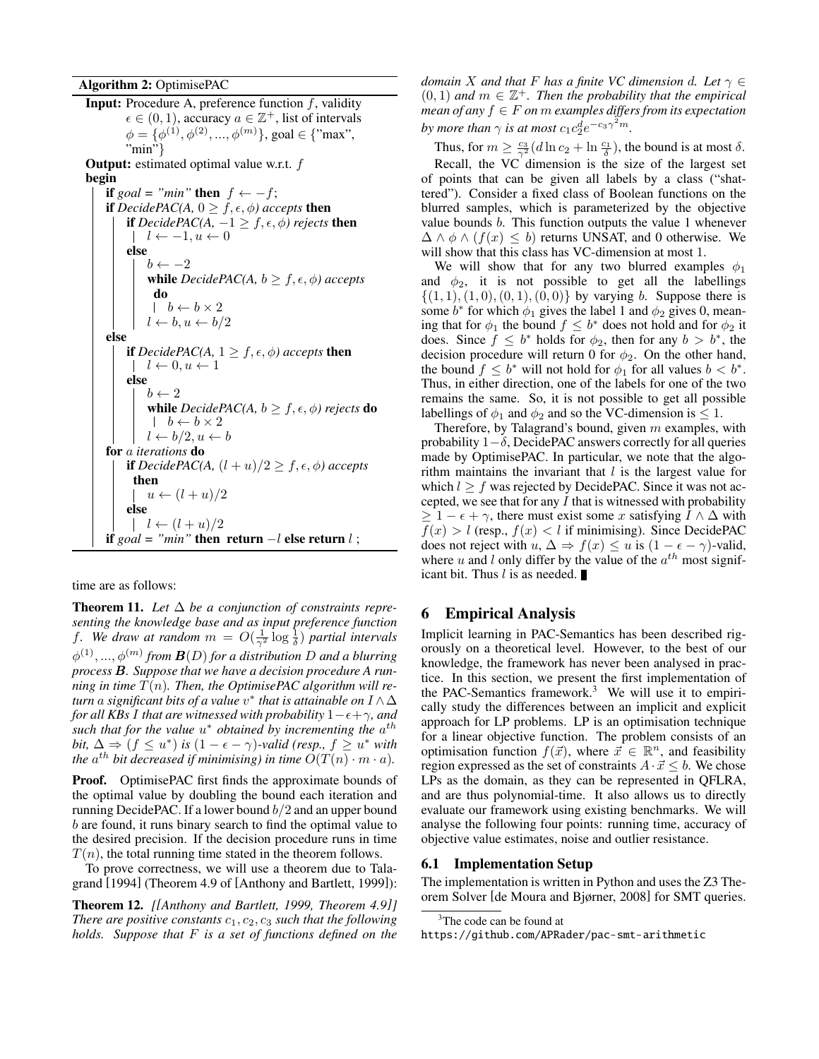**Algorithm 2:** OptimisePAC

**Input:** Procedure A, preference function $f$, validity $\epsilon \in (0,1)$, accuracy $a \in \mathbb{Z}^+$, list of intervals $\phi = \{\phi^{(1)}, \phi^{(2)}, ..., \phi^{(m)}\}$, goal $\in$ {"max", "min"}

**Output:** estimated optimal value w.r.t. $f$

```
begin
    if goal = "min" then f ← −f;
    if DecidePAC(A, 0 ≥ f, ε, φ) accepts then
        if DecidePAC(A, −1 ≥ f, ε, φ) rejects then
            l ← −1, u ← 0
        else
            b ← −2
            while DecidePAC(A, b ≥ f, ε, φ) accepts do
                b ← b × 2
            l ← b, u ← b/2
    else
        if DecidePAC(A, 1 ≥ f, ε, φ) accepts then
            l ← 0, u ← 1
        else
            b ← 2
            while DecidePAC(A, b ≥ f, ε, φ) rejects do
                b ← b × 2
            l ← b/2, u ← b
    for a iterations do
        if DecidePAC(A, (l + u)/2 ≥ f, ε, φ) accepts then
            u ← (l + u)/2
        else
            l ← (l + u)/2
    if goal = "min" then return −l else return l;
```

time are as follows:

**Theorem 11.** *Let $\Delta$ be a conjunction of constraints representing the knowledge base and as input preference function $f$. We draw at random $m = O(\frac{1}{\gamma^2}\log\frac{1}{\delta})$ partial intervals $\phi^{(1)}, ..., \phi^{(m)}$ from $\boldsymbol{B}(D)$ for a distribution $D$ and a blurring process $\boldsymbol{B}$. Suppose that we have a decision procedure A running in time $T(n)$. Then, the OptimisePAC algorithm will return $a$ significant bits of a value $v^*$ that is attainable on $I \wedge \Delta$ for all KBs $I$ that are witnessed with probability $1-\epsilon+\gamma$, and such that for the value $u^*$ obtained by incrementing the $a^{th}$ bit, $\Delta \Rightarrow (f \leq u^*)$ is $(1-\epsilon-\gamma)$-valid (resp., $f \geq u^*$ with the $a^{th}$ bit decreased if minimising) in time $O(T(n) \cdot m \cdot a)$.*

**Proof.** OptimisePAC first finds the approximate bounds of the optimal value by doubling the bound each iteration and running DecidePAC. If a lower bound $b/2$ and an upper bound $b$ are found, it runs binary search to find the optimal value to the desired precision. If the decision procedure runs in time $T(n)$, the total running time stated in the theorem follows.

To prove correctness, we will use a theorem due to Talagrand [1994] (Theorem 4.9 of [Anthony and Bartlett, 1999]):

**Theorem 12.** *[[Anthony and Bartlett, 1999, Theorem 4.9]] There are positive constants $c_1, c_2, c_3$ such that the following holds. Suppose that $F$ is a set of functions defined on the domain $X$ and that $F$ has a finite VC dimension $d$. Let $\gamma \in (0,1)$ and $m \in \mathbb{Z}^+$. Then the probability that the empirical mean of any $f \in F$ on $m$ examples differs from its expectation by more than $\gamma$ is at most $c_1 c_2^d e^{-c_3\gamma^2 m}$.*

Thus, for $m \geq \frac{c_3}{\gamma^2}(d \ln c_2 + \ln \frac{c_1}{\delta})$, the bound is at most $\delta$.

Recall, the VC dimension is the size of the largest set of points that can be given all labels by a class ("shattered"). Consider a fixed class of Boolean functions on the blurred samples, which is parameterized by the objective value bounds $b$. This function outputs the value 1 whenever $\Delta \wedge \phi \wedge (f(x) \leq b)$ returns UNSAT, and 0 otherwise. We will show that this class has VC-dimension at most 1.

We will show that for any two blurred examples $\phi_1$ and $\phi_2$, it is not possible to get all the labellings $\{(1,1),(1,0),(0,1),(0,0)\}$ by varying $b$. Suppose there is some $b^*$ for which $\phi_1$ gives the label 1 and $\phi_2$ gives 0, meaning that for $\phi_1$ the bound $f \leq b^*$ does not hold and for $\phi_2$ it does. Since $f \leq b^*$ holds for $\phi_2$, then for any $b > b^*$, the decision procedure will return 0 for $\phi_2$. On the other hand, the bound $f \leq b^*$ will not hold for $\phi_1$ for all values $b < b^*$. Thus, in either direction, one of the labels for one of the two remains the same. So, it is not possible to get all possible labellings of $\phi_1$ and $\phi_2$ and so the VC-dimension is $\leq 1$.

Therefore, by Talagrand's bound, given $m$ examples, with probability $1-\delta$, DecidePAC answers correctly for all queries made by OptimisePAC. In particular, we note that the algorithm maintains the invariant that $l$ is the largest value for which $l \geq f$ was rejected by DecidePAC. Since it was not accepted, we see that for any $I$ that is witnessed with probability $\geq 1-\epsilon+\gamma$, there must exist some $x$ satisfying $I \wedge \Delta$ with $f(x) > l$ (resp., $f(x) < l$ if minimising). Since DecidePAC does not reject with $u$, $\Delta \Rightarrow f(x) \leq u$ is $(1-\epsilon-\gamma)$-valid, where $u$ and $l$ only differ by the value of the $a^{th}$ most significant bit. Thus $l$ is as needed. ∎

## 6 Empirical Analysis

Implicit learning in PAC-Semantics has been described rigorously on a theoretical level. However, to the best of our knowledge, the framework has never been analysed in practice. In this section, we present the first implementation of the PAC-Semantics framework.[3] We will use it to empirically study the differences between an implicit and explicit approach for LP problems. LP is an optimisation technique for a linear objective function. The problem consists of an optimisation function $f(\vec{x})$, where $\vec{x} \in \mathbb{R}^n$, and feasibility region expressed as the set of constraints $A \cdot \vec{x} \leq b$. We chose LPs as the domain, as they can be represented in QFLRA, and are thus polynomial-time. It also allows us to directly evaluate our framework using existing benchmarks. We will analyse the following four points: running time, accuracy of objective value estimates, noise and outlier resistance.

### 6.1 Implementation Setup

The implementation is written in Python and uses the Z3 Theorem Solver [de Moura and Bjørner, 2008] for SMT queries.

[3] The code can be found at https://github.com/APRader/pac-smt-arithmetic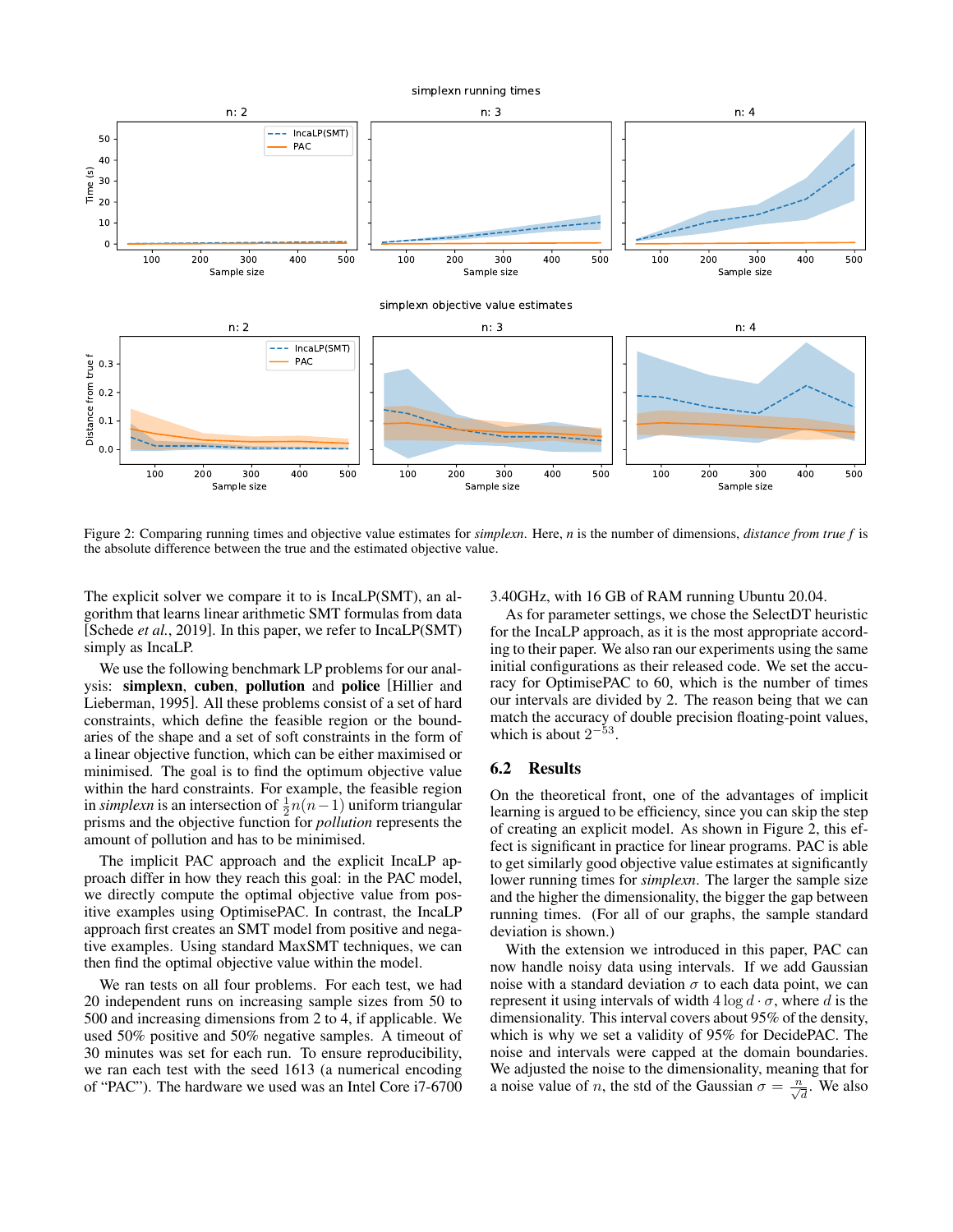Figure 2: Comparing running times and objective value estimates for *simplexn*. Here, $n$ is the number of dimensions, *distance from true f* is the absolute difference between the true and the estimated objective value.

The explicit solver we compare it to is IncaLP(SMT), an algorithm that learns linear arithmetic SMT formulas from data [Schede *et al.*, 2019]. In this paper, we refer to IncaLP(SMT) simply as IncaLP.

We use the following benchmark LP problems for our analysis: **simplexn**, **cuben**, **pollution** and **police** [Hillier and Lieberman, 1995]. All these problems consist of a set of hard constraints, which define the feasible region or the boundaries of the shape and a set of soft constraints in the form of a linear objective function, which can be either maximised or minimised. The goal is to find the optimum objective value within the hard constraints. For example, the feasible region in *simplexn* is an intersection of $\frac{1}{2}n(n-1)$ uniform triangular prisms and the objective function for *pollution* represents the amount of pollution and has to be minimised.

The implicit PAC approach and the explicit IncaLP approach differ in how they reach this goal: in the PAC model, we directly compute the optimal objective value from positive examples using OptimisePAC. In contrast, the IncaLP approach first creates an SMT model from positive and negative examples. Using standard MaxSMT techniques, we can then find the optimal objective value within the model.

We ran tests on all four problems. For each test, we had 20 independent runs on increasing sample sizes from 50 to 500 and increasing dimensions from 2 to 4, if applicable. We used 50% positive and 50% negative samples. A timeout of 30 minutes was set for each run. To ensure reproducibility, we ran each test with the seed 1613 (a numerical encoding of "PAC"). The hardware we used was an Intel Core i7-6700 3.40GHz, with 16 GB of RAM running Ubuntu 20.04.

As for parameter settings, we chose the SelectDT heuristic for the IncaLP approach, as it is the most appropriate according to their paper. We also ran our experiments using the same initial configurations as their released code. We set the accuracy for OptimisePAC to 60, which is the number of times our intervals are divided by 2. The reason being that we can match the accuracy of double precision floating-point values, which is about $2^{-53}$.

## 6.2 Results

On the theoretical front, one of the advantages of implicit learning is argued to be efficiency, since you can skip the step of creating an explicit model. As shown in Figure 2, this effect is significant in practice for linear programs. PAC is able to get similarly good objective value estimates at significantly lower running times for *simplexn*. The larger the sample size and the higher the dimensionality, the bigger the gap between running times. (For all of our graphs, the sample standard deviation is shown.)

With the extension we introduced in this paper, PAC can now handle noisy data using intervals. If we add Gaussian noise with a standard deviation $\sigma$ to each data point, we can represent it using intervals of width $4 \log d \cdot \sigma$, where $d$ is the dimensionality. This interval covers about 95% of the density, which is why we set a validity of 95% for DecidePAC. The noise and intervals were capped at the domain boundaries. We adjusted the noise to the dimensionality, meaning that for a noise value of $n$, the std of the Gaussian $\sigma = \frac{n}{\sqrt{d}}$. We also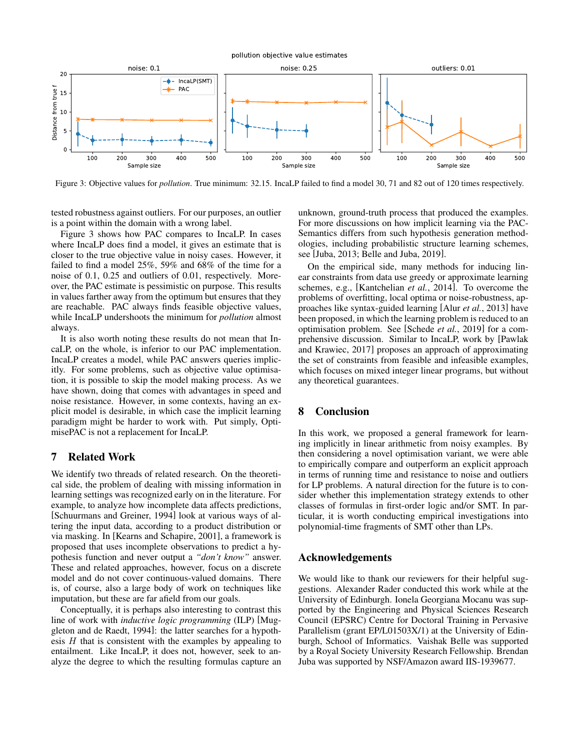Figure 3: Objective values for *pollution*. True minimum: 32.15. IncaLP failed to find a model 30, 71 and 82 out of 120 times respectively.

tested robustness against outliers. For our purposes, an outlier is a point within the domain with a wrong label.

Figure 3 shows how PAC compares to IncaLP. In cases where IncaLP does find a model, it gives an estimate that is closer to the true objective value in noisy cases. However, it failed to find a model 25%, 59% and 68% of the time for a noise of 0.1, 0.25 and outliers of 0.01, respectively. Moreover, the PAC estimate is pessimistic on purpose. This results in values farther away from the optimum but ensures that they are reachable. PAC always finds feasible objective values, while IncaLP undershoots the minimum for *pollution* almost always.

It is also worth noting these results do not mean that IncaLP, on the whole, is inferior to our PAC implementation. IncaLP creates a model, while PAC answers queries implicitly. For some problems, such as objective value optimisation, it is possible to skip the model making process. As we have shown, doing that comes with advantages in speed and noise resistance. However, in some contexts, having an explicit model is desirable, in which case the implicit learning paradigm might be harder to work with. Put simply, OptimisePAC is not a replacement for IncaLP.

## 7 Related Work

We identify two threads of related research. On the theoretical side, the problem of dealing with missing information in learning settings was recognized early on in the literature. For example, to analyze how incomplete data affects predictions, [Schuurmans and Greiner, 1994] look at various ways of altering the input data, according to a product distribution or via masking. In [Kearns and Schapire, 2001], a framework is proposed that uses incomplete observations to predict a hypothesis function and never output a *"don't know"* answer. These and related approaches, however, focus on a discrete model and do not cover continuous-valued domains. There is, of course, also a large body of work on techniques like imputation, but these are far afield from our goals.

Conceptually, it is perhaps also interesting to contrast this line of work with *inductive logic programming* (ILP) [Muggleton and de Raedt, 1994]: the latter searches for a hypothesis $H$ that is consistent with the examples by appealing to entailment. Like IncaLP, it does not, however, seek to analyze the degree to which the resulting formulas capture an unknown, ground-truth process that produced the examples. For more discussions on how implicit learning via the PAC-Semantics differs from such hypothesis generation methodologies, including probabilistic structure learning schemes, see [Juba, 2013; Belle and Juba, 2019].

On the empirical side, many methods for inducing linear constraints from data use greedy or approximate learning schemes, e.g., [Kantchelian *et al.*, 2014]. To overcome the problems of overfitting, local optima or noise-robustness, approaches like syntax-guided learning [Alur *et al.*, 2013] have been proposed, in which the learning problem is reduced to an optimisation problem. See [Schede *et al.*, 2019] for a comprehensive discussion. Similar to IncaLP, work by [Pawlak and Krawiec, 2017] proposes an approach of approximating the set of constraints from feasible and infeasible examples, which focuses on mixed integer linear programs, but without any theoretical guarantees.

## 8 Conclusion

In this work, we proposed a general framework for learning implicitly in linear arithmetic from noisy examples. By then considering a novel optimisation variant, we were able to empirically compare and outperform an explicit approach in terms of running time and resistance to noise and outliers for LP problems. A natural direction for the future is to consider whether this implementation strategy extends to other classes of formulas in first-order logic and/or SMT. In particular, it is worth conducting empirical investigations into polynomial-time fragments of SMT other than LPs.

## Acknowledgements

We would like to thank our reviewers for their helpful suggestions. Alexander Rader conducted this work while at the University of Edinburgh. Ionela Georgiana Mocanu was supported by the Engineering and Physical Sciences Research Council (EPSRC) Centre for Doctoral Training in Pervasive Parallelism (grant EP/L01503X/1) at the University of Edinburgh, School of Informatics. Vaishak Belle was supported by a Royal Society University Research Fellowship. Brendan Juba was supported by NSF/Amazon award IIS-1939677.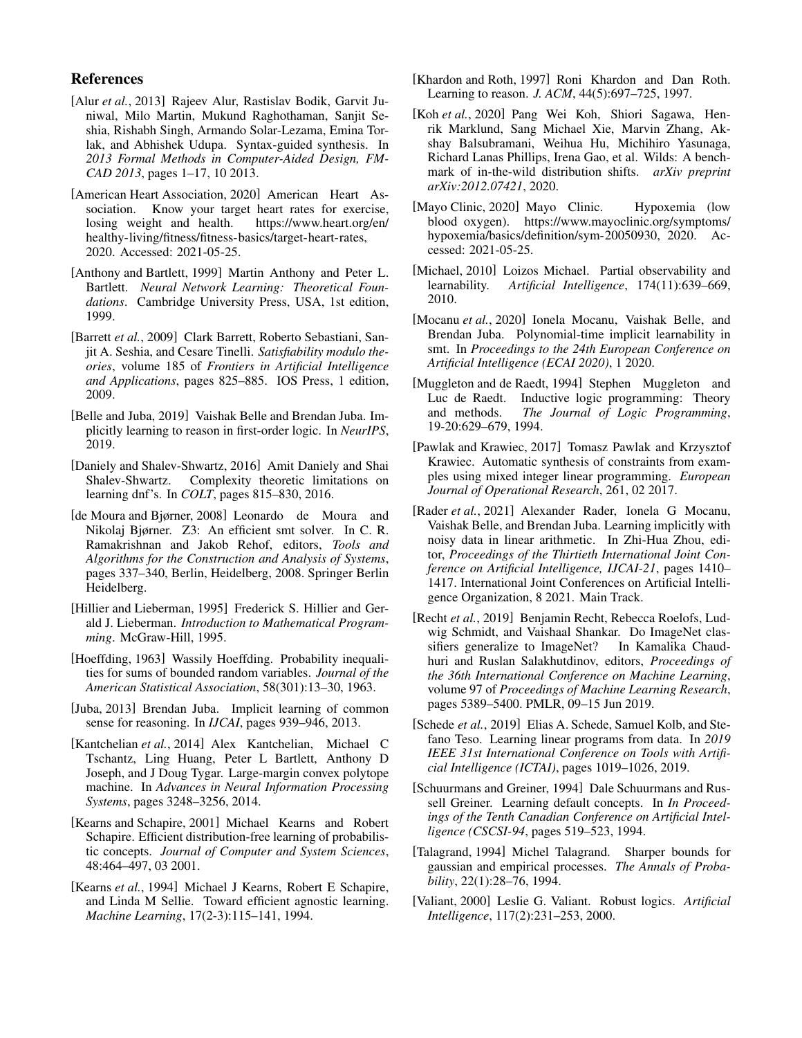## References

[Alur *et al.*, 2013] Rajeev Alur, Rastislav Bodik, Garvit Juniwal, Milo Martin, Mukund Raghothaman, Sanjit Seshia, Rishabh Singh, Armando Solar-Lezama, Emina Torlak, and Abhishek Udupa. Syntax-guided synthesis. In *2013 Formal Methods in Computer-Aided Design, FMCAD 2013*, pages 1–17, 10 2013.

[American Heart Association, 2020] American Heart Association. Know your target heart rates for exercise, losing weight and health. https://www.heart.org/en/healthy-living/fitness/fitness-basics/target-heart-rates, 2020. Accessed: 2021-05-25.

[Anthony and Bartlett, 1999] Martin Anthony and Peter L. Bartlett. *Neural Network Learning: Theoretical Foundations*. Cambridge University Press, USA, 1st edition, 1999.

[Barrett *et al.*, 2009] Clark Barrett, Roberto Sebastiani, Sanjit A. Seshia, and Cesare Tinelli. *Satisfiability modulo theories*, volume 185 of *Frontiers in Artificial Intelligence and Applications*, pages 825–885. IOS Press, 1 edition, 2009.

[Belle and Juba, 2019] Vaishak Belle and Brendan Juba. Implicitly learning to reason in first-order logic. In *NeurIPS*, 2019.

[Daniely and Shalev-Shwartz, 2016] Amit Daniely and Shai Shalev-Shwartz. Complexity theoretic limitations on learning dnf's. In *COLT*, pages 815–830, 2016.

[de Moura and Bjørner, 2008] Leonardo de Moura and Nikolaj Bjørner. Z3: An efficient smt solver. In C. R. Ramakrishnan and Jakob Rehof, editors, *Tools and Algorithms for the Construction and Analysis of Systems*, pages 337–340, Berlin, Heidelberg, 2008. Springer Berlin Heidelberg.

[Hillier and Lieberman, 1995] Frederick S. Hillier and Gerald J. Lieberman. *Introduction to Mathematical Programming*. McGraw-Hill, 1995.

[Hoeffding, 1963] Wassily Hoeffding. Probability inequalities for sums of bounded random variables. *Journal of the American Statistical Association*, 58(301):13–30, 1963.

[Juba, 2013] Brendan Juba. Implicit learning of common sense for reasoning. In *IJCAI*, pages 939–946, 2013.

[Kantchelian *et al.*, 2014] Alex Kantchelian, Michael C Tschantz, Ling Huang, Peter L Bartlett, Anthony D Joseph, and J Doug Tygar. Large-margin convex polytope machine. In *Advances in Neural Information Processing Systems*, pages 3248–3256, 2014.

[Kearns and Schapire, 2001] Michael Kearns and Robert Schapire. Efficient distribution-free learning of probabilistic concepts. *Journal of Computer and System Sciences*, 48:464–497, 03 2001.

[Kearns *et al.*, 1994] Michael J Kearns, Robert E Schapire, and Linda M Sellie. Toward efficient agnostic learning. *Machine Learning*, 17(2-3):115–141, 1994.

[Khardon and Roth, 1997] Roni Khardon and Dan Roth. Learning to reason. *J. ACM*, 44(5):697–725, 1997.

[Koh *et al.*, 2020] Pang Wei Koh, Shiori Sagawa, Henrik Marklund, Sang Michael Xie, Marvin Zhang, Akshay Balsubramani, Weihua Hu, Michihiro Yasunaga, Richard Lanas Phillips, Irena Gao, et al. Wilds: A benchmark of in-the-wild distribution shifts. *arXiv preprint arXiv:2012.07421*, 2020.

[Mayo Clinic, 2020] Mayo Clinic. Hypoxemia (low blood oxygen). https://www.mayoclinic.org/symptoms/hypoxemia/basics/definition/sym-20050930, 2020. Accessed: 2021-05-25.

[Michael, 2010] Loizos Michael. Partial observability and learnability. *Artificial Intelligence*, 174(11):639–669, 2010.

[Mocanu *et al.*, 2020] Ionela Mocanu, Vaishak Belle, and Brendan Juba. Polynomial-time implicit learnability in smt. In *Proceedings to the 24th European Conference on Artificial Intelligence (ECAI 2020)*, 1 2020.

[Muggleton and de Raedt, 1994] Stephen Muggleton and Luc de Raedt. Inductive logic programming: Theory and methods. *The Journal of Logic Programming*, 19-20:629–679, 1994.

[Pawlak and Krawiec, 2017] Tomasz Pawlak and Krzysztof Krawiec. Automatic synthesis of constraints from examples using mixed integer linear programming. *European Journal of Operational Research*, 261, 02 2017.

[Rader *et al.*, 2021] Alexander Rader, Ionela G Mocanu, Vaishak Belle, and Brendan Juba. Learning implicitly with noisy data in linear arithmetic. In Zhi-Hua Zhou, editor, *Proceedings of the Thirtieth International Joint Conference on Artificial Intelligence, IJCAI-21*, pages 1410–1417. International Joint Conferences on Artificial Intelligence Organization, 8 2021. Main Track.

[Recht *et al.*, 2019] Benjamin Recht, Rebecca Roelofs, Ludwig Schmidt, and Vaishaal Shankar. Do ImageNet classifiers generalize to ImageNet? In Kamalika Chaudhuri and Ruslan Salakhutdinov, editors, *Proceedings of the 36th International Conference on Machine Learning*, volume 97 of *Proceedings of Machine Learning Research*, pages 5389–5400. PMLR, 09–15 Jun 2019.

[Schede *et al.*, 2019] Elias A. Schede, Samuel Kolb, and Stefano Teso. Learning linear programs from data. In *2019 IEEE 31st International Conference on Tools with Artificial Intelligence (ICTAI)*, pages 1019–1026, 2019.

[Schuurmans and Greiner, 1994] Dale Schuurmans and Russell Greiner. Learning default concepts. In *In Proceedings of the Tenth Canadian Conference on Artificial Intelligence (CSCSI-94*, pages 519–523, 1994.

[Talagrand, 1994] Michel Talagrand. Sharper bounds for gaussian and empirical processes. *The Annals of Probability*, 22(1):28–76, 1994.

[Valiant, 2000] Leslie G. Valiant. Robust logics. *Artificial Intelligence*, 117(2):231–253, 2000.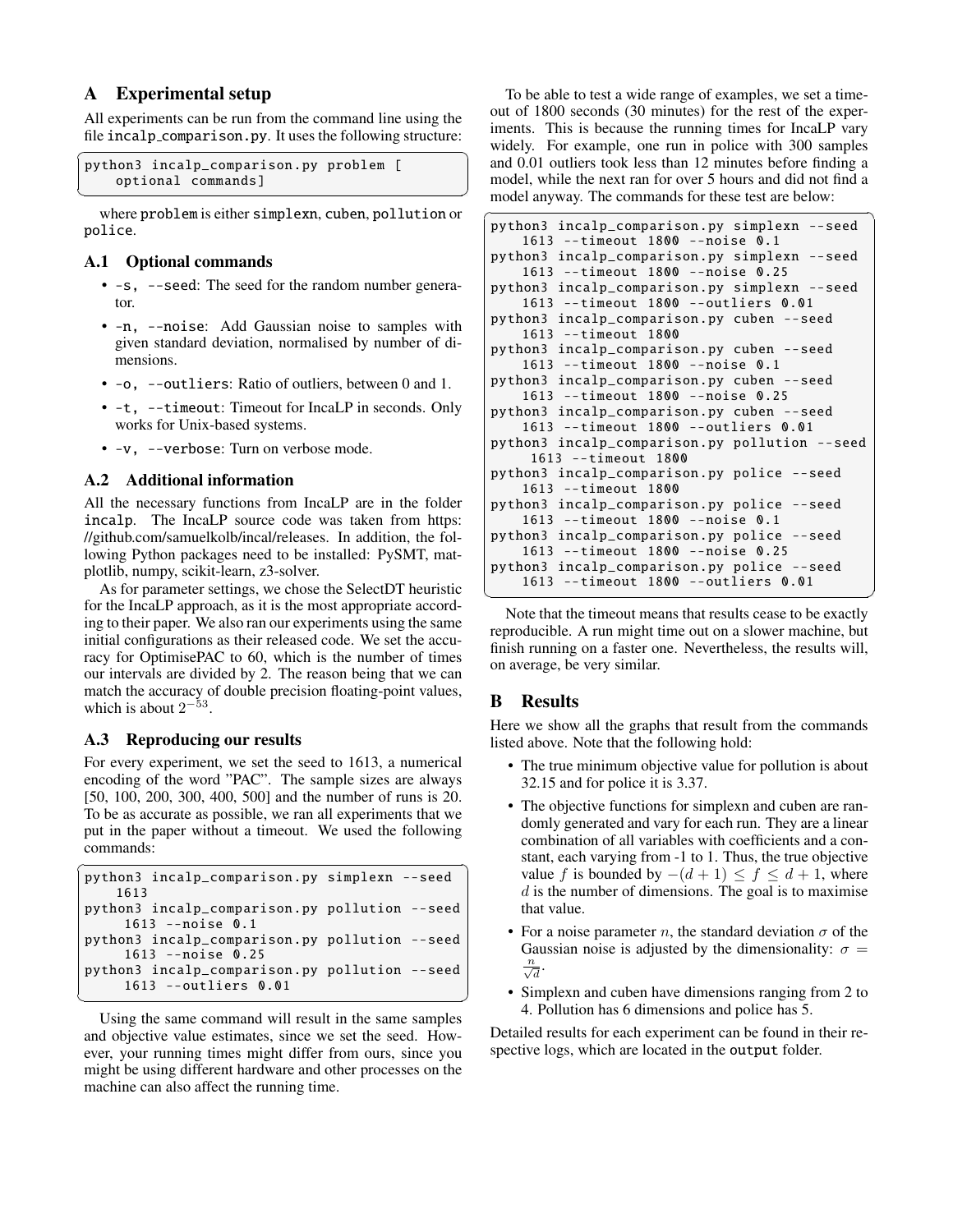## A Experimental setup

All experiments can be run from the command line using the file incalp_comparison.py. It uses the following structure:

```
python3 incalp_comparison.py problem [
    optional commands]
```

where problem is either simplexn, cuben, pollution or police.

### A.1 Optional commands

- -s, --seed: The seed for the random number generator.
- -n, --noise: Add Gaussian noise to samples with given standard deviation, normalised by number of dimensions.
- -o, --outliers: Ratio of outliers, between 0 and 1.
- -t, --timeout: Timeout for IncaLP in seconds. Only works for Unix-based systems.
- -v, --verbose: Turn on verbose mode.

### A.2 Additional information

All the necessary functions from IncaLP are in the folder incalp. The IncaLP source code was taken from https://github.com/samuelkolb/incal/releases. In addition, the following Python packages need to be installed: PySMT, matplotlib, numpy, scikit-learn, z3-solver.

As for parameter settings, we chose the SelectDT heuristic for the IncaLP approach, as it is the most appropriate according to their paper. We also ran our experiments using the same initial configurations as their released code. We set the accuracy for OptimisePAC to 60, which is the number of times our intervals are divided by 2. The reason being that we can match the accuracy of double precision floating-point values, which is about $2^{-53}$.

### A.3 Reproducing our results

For every experiment, we set the seed to 1613, a numerical encoding of the word "PAC". The sample sizes are always [50, 100, 200, 300, 400, 500] and the number of runs is 20. To be as accurate as possible, we ran all experiments that we put in the paper without a timeout. We used the following commands:

```
python3 incalp_comparison.py simplexn --seed
    1613
python3 incalp_comparison.py pollution --seed
     1613 --noise 0.1
python3 incalp_comparison.py pollution --seed
     1613 --noise 0.25
python3 incalp_comparison.py pollution --seed
     1613 --outliers 0.01
```

Using the same command will result in the same samples and objective value estimates, since we set the seed. However, your running times might differ from ours, since you might be using different hardware and other processes on the machine can also affect the running time.

To be able to test a wide range of examples, we set a timeout of 1800 seconds (30 minutes) for the rest of the experiments. This is because the running times for IncaLP vary widely. For example, one run in police with 300 samples and 0.01 outliers took less than 12 minutes before finding a model, while the next ran for over 5 hours and did not find a model anyway. The commands for these test are below:

```
python3 incalp_comparison.py simplexn --seed
    1613 --timeout 1800 --noise 0.1
python3 incalp_comparison.py simplexn --seed
    1613 --timeout 1800 --noise 0.25
python3 incalp_comparison.py simplexn --seed
    1613 --timeout 1800 --outliers 0.01
python3 incalp_comparison.py cuben --seed
    1613 --timeout 1800
python3 incalp_comparison.py cuben --seed
    1613 --timeout 1800 --noise 0.1
python3 incalp_comparison.py cuben --seed
    1613 --timeout 1800 --noise 0.25
python3 incalp_comparison.py cuben --seed
    1613 --timeout 1800 --outliers 0.01
python3 incalp_comparison.py pollution --seed
     1613 --timeout 1800
python3 incalp_comparison.py police --seed
    1613 --timeout 1800
python3 incalp_comparison.py police --seed
    1613 --timeout 1800 --noise 0.1
python3 incalp_comparison.py police --seed
    1613 --timeout 1800 --noise 0.25
python3 incalp_comparison.py police --seed
    1613 --timeout 1800 --outliers 0.01
```

Note that the timeout means that results cease to be exactly reproducible. A run might time out on a slower machine, but finish running on a faster one. Nevertheless, the results will, on average, be very similar.

## B Results

Here we show all the graphs that result from the commands listed above. Note that the following hold:

- The true minimum objective value for pollution is about 32.15 and for police it is 3.37.
- The objective functions for simplexn and cuben are randomly generated and vary for each run. They are a linear combination of all variables with coefficients and a constant, each varying from -1 to 1. Thus, the true objective value $f$ is bounded by $-(d+1) \leq f \leq d+1$, where $d$ is the number of dimensions. The goal is to maximise that value.
- For a noise parameter $n$, the standard deviation $\sigma$ of the Gaussian noise is adjusted by the dimensionality: $\sigma = \frac{n}{\sqrt{d}}$.
- Simplexn and cuben have dimensions ranging from 2 to 4. Pollution has 6 dimensions and police has 5.

Detailed results for each experiment can be found in their respective logs, which are located in the output folder.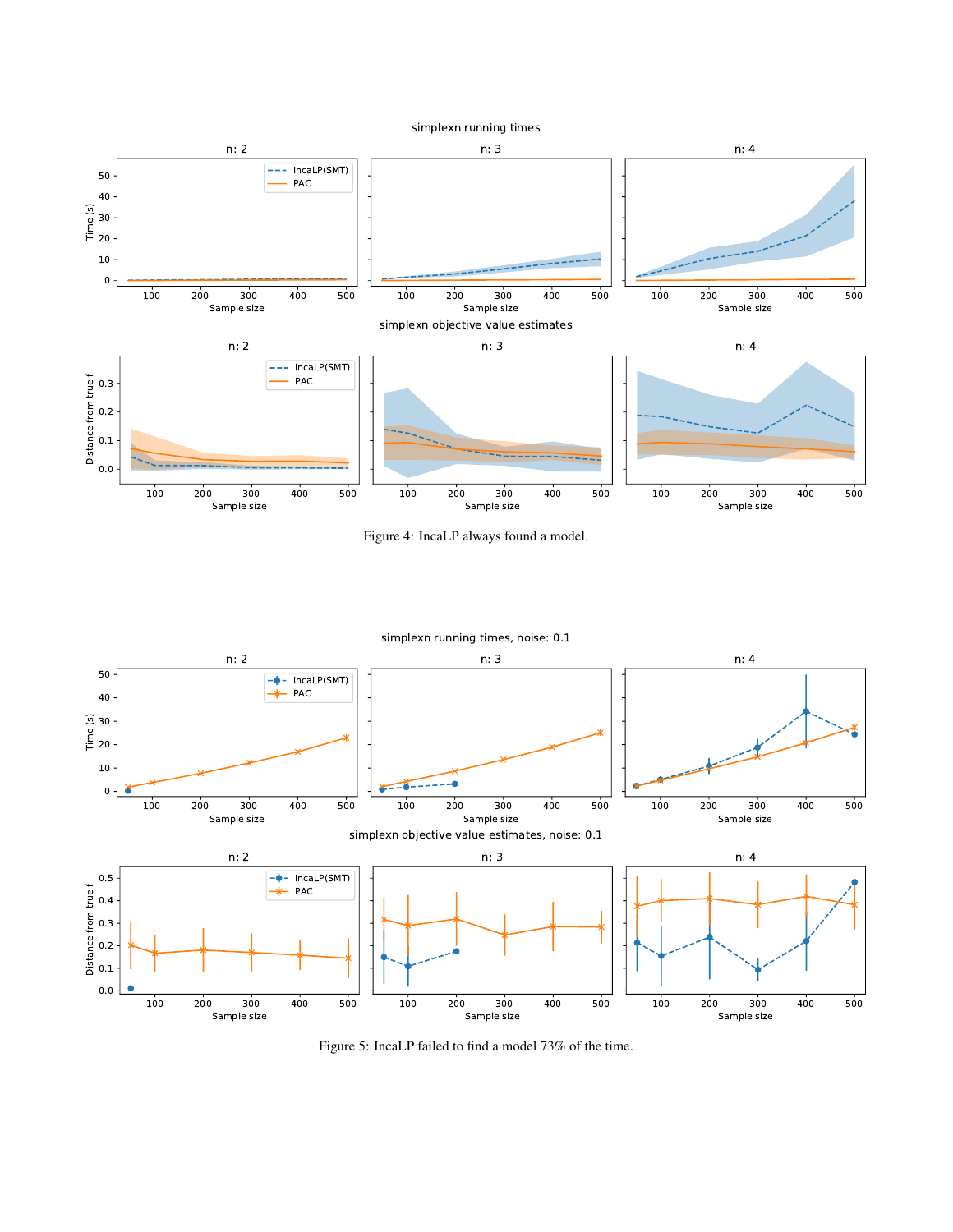simplexn running times

Figure 4: IncaLP always found a model.

simplexn running times, noise: 0.1

Figure 5: IncaLP failed to find a model 73% of the time.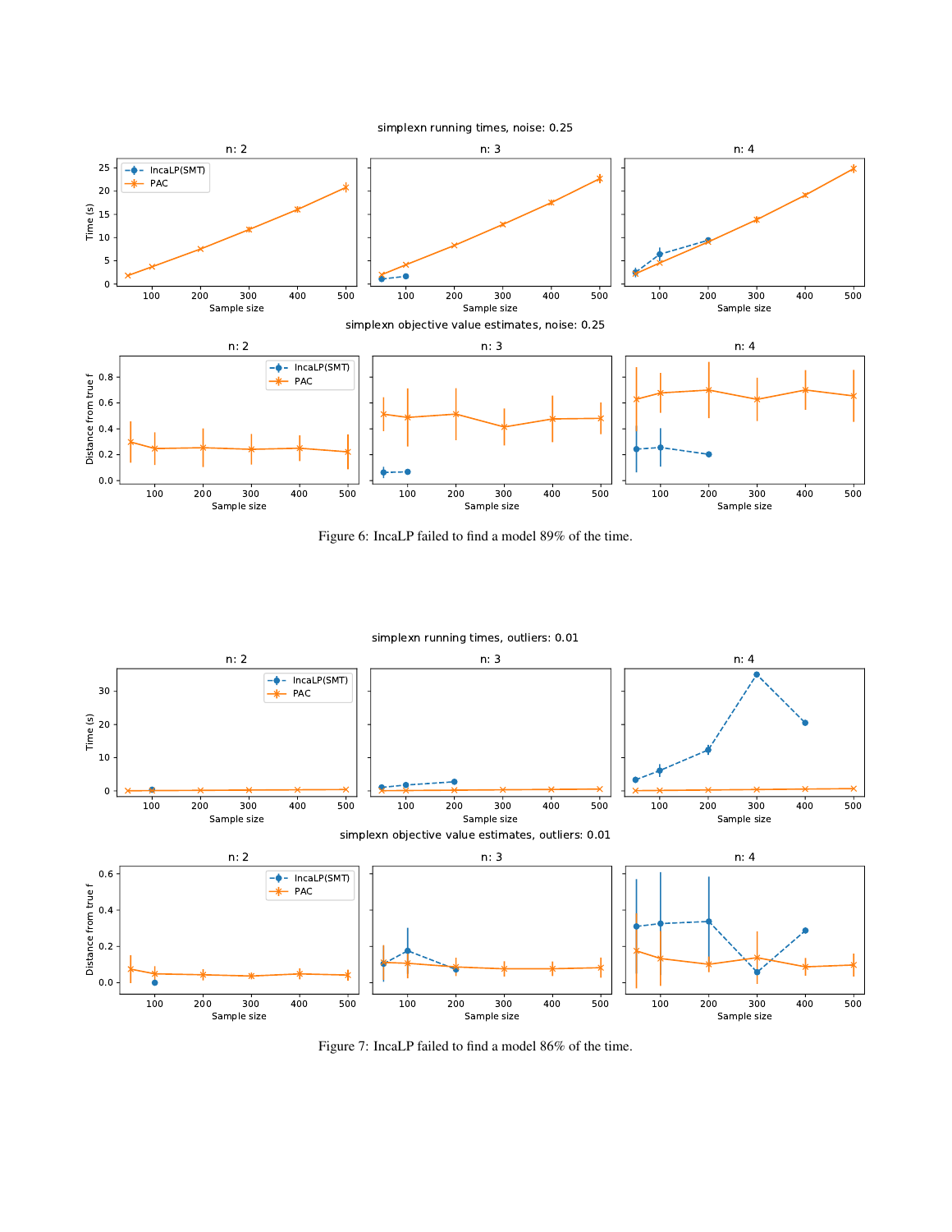Figure 6: IncaLP failed to find a model 89% of the time.

Figure 7: IncaLP failed to find a model 86% of the time.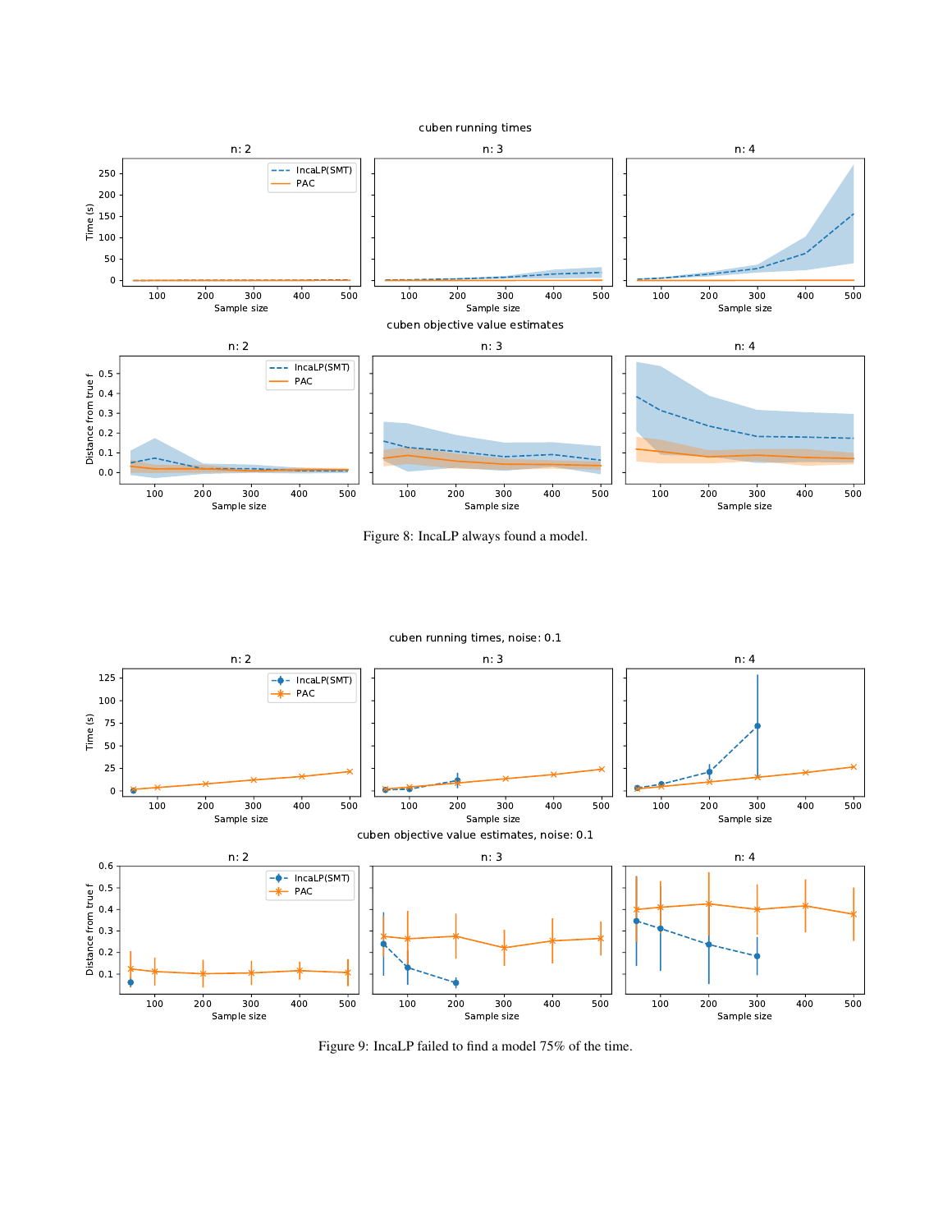Figure 8: IncaLP always found a model.

Figure 9: IncaLP failed to find a model 75% of the time.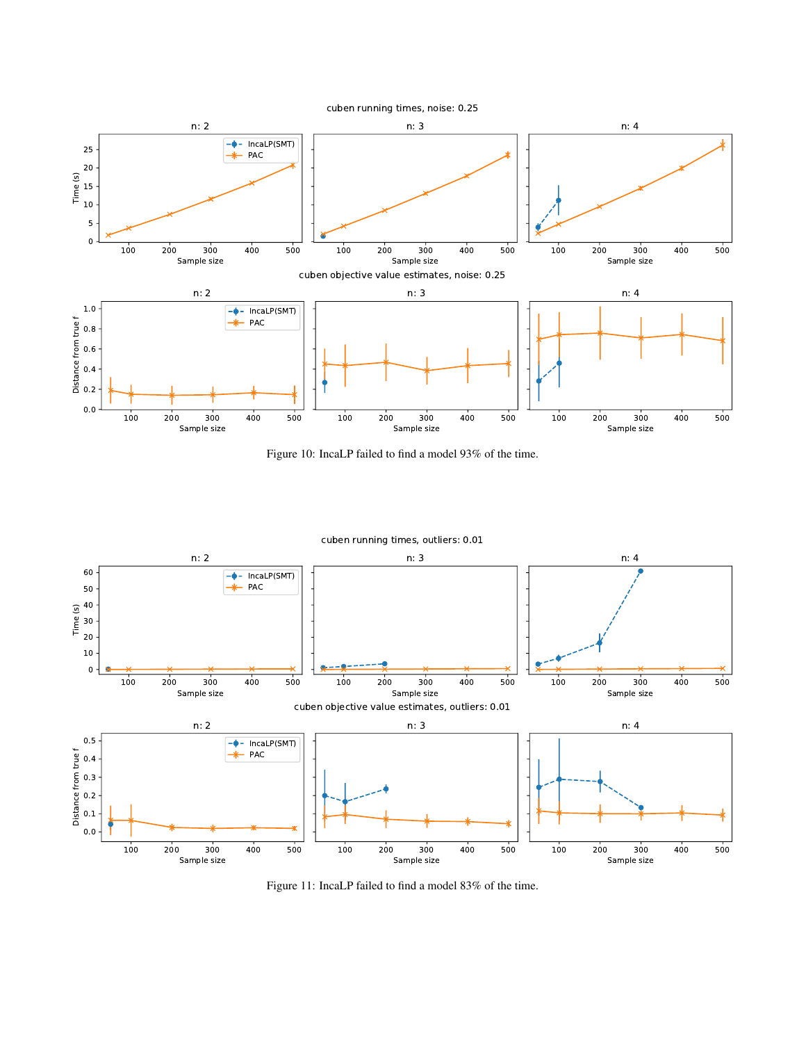Figure 10: IncaLP failed to find a model 93% of the time.

Figure 11: IncaLP failed to find a model 83% of the time.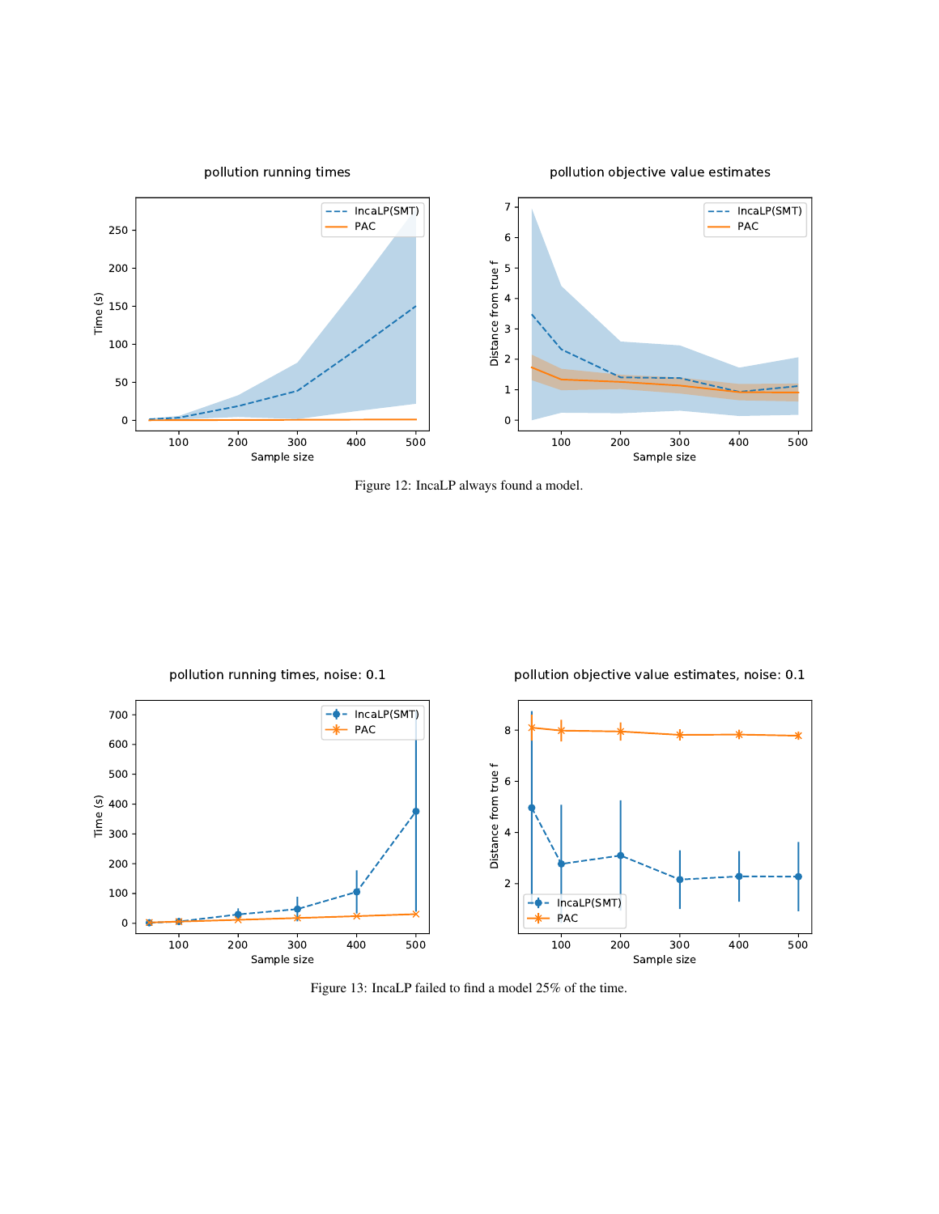Figure 12: IncaLP always found a model.

Figure 13: IncaLP failed to find a model 25% of the time.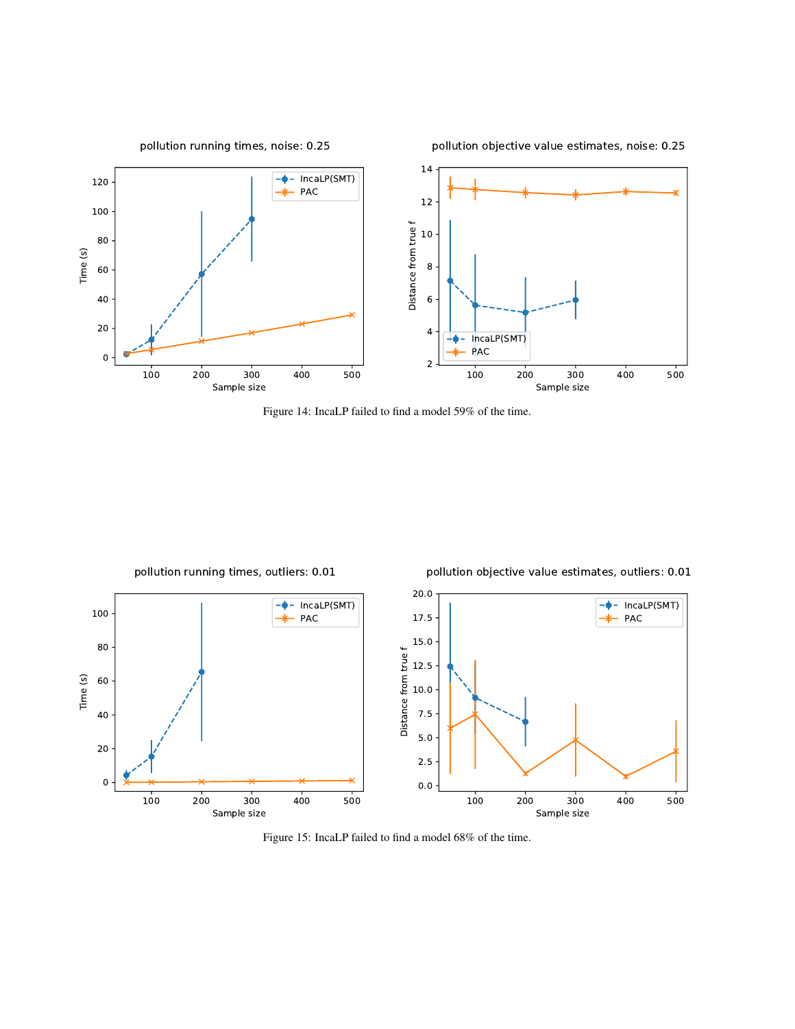Figure 14: IncaLP failed to find a model 59% of the time.

Figure 15: IncaLP failed to find a model 68% of the time.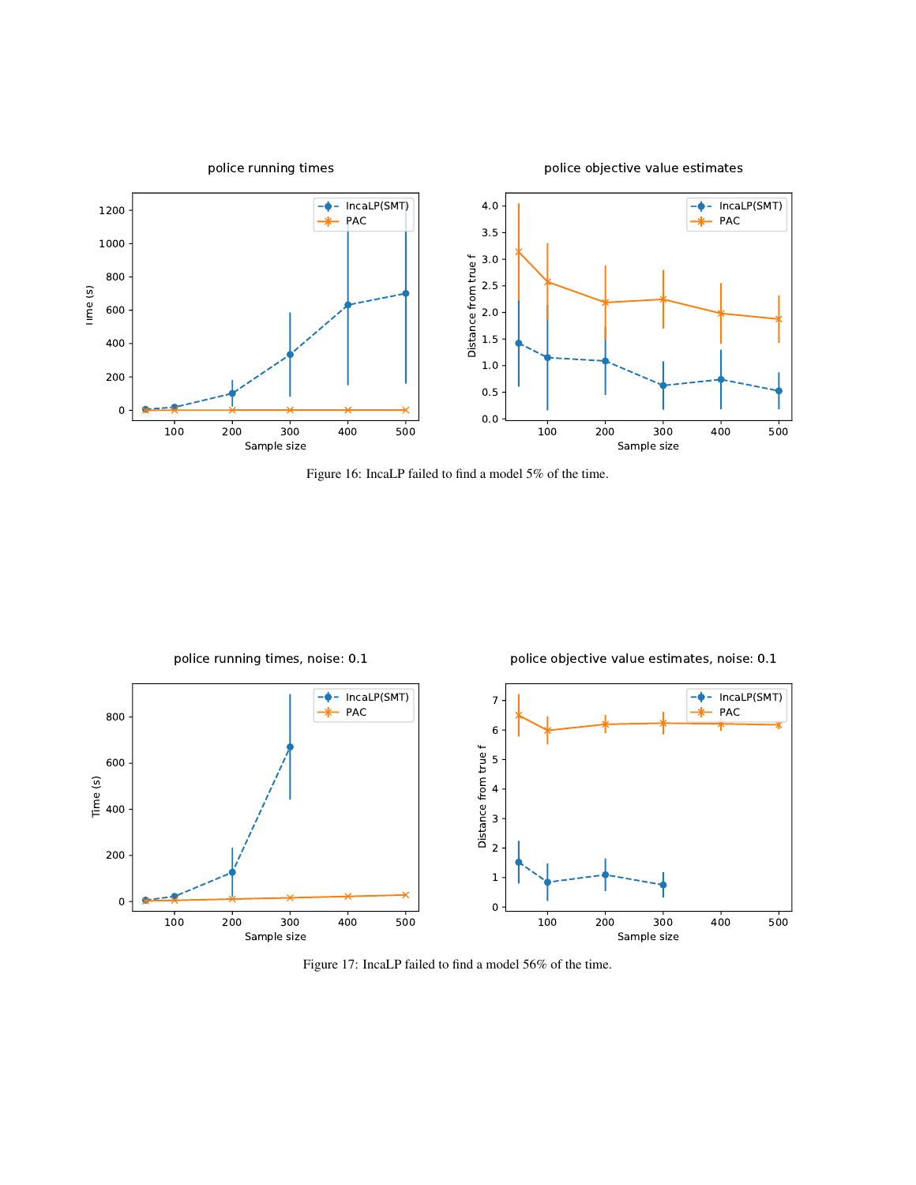Figure 16: IncaLP failed to find a model 5% of the time.

Figure 17: IncaLP failed to find a model 56% of the time.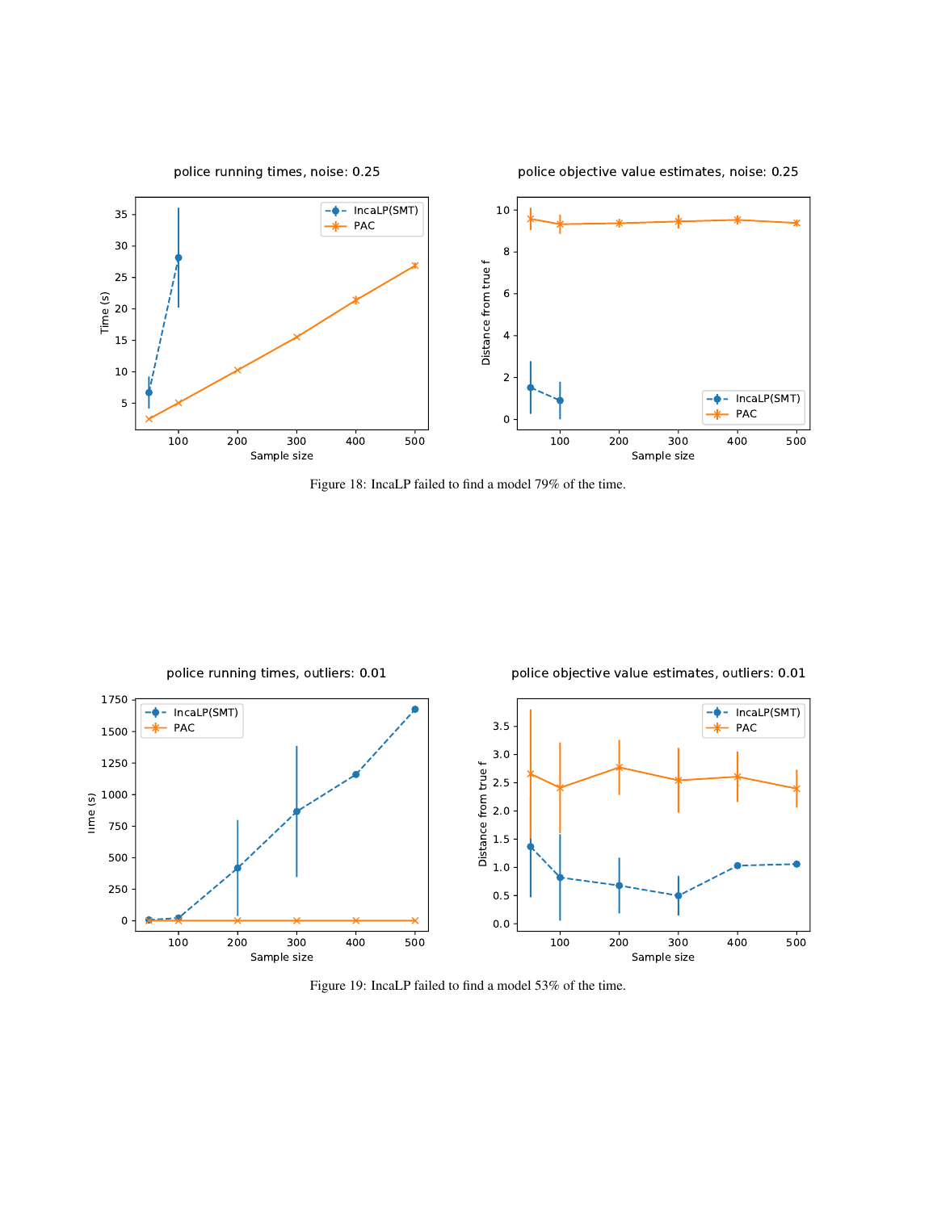police running times, noise: 0.25

Time (s)

35
30
25
20
15
10
5

100 200 300 400 500

Sample size

IncaLP(SMT)
PAC

police objective value estimates, noise: 0.25

Distance from true f

10
8
6
4
2
0

100 200 300 400 500

Sample size

IncaLP(SMT)
PAC

Figure 18: IncaLP failed to find a model 79% of the time.

police running times, outliers: 0.01

Time (s)

1750
1500
1250
1000
750
500
250
0

100 200 300 400 500

Sample size

IncaLP(SMT)
PAC

police objective value estimates, outliers: 0.01

Distance from true f

3.5
3.0
2.5
2.0
1.5
1.0
0.5
0.0

100 200 300 400 500

Sample size

IncaLP(SMT)
PAC

Figure 19: IncaLP failed to find a model 53% of the time.